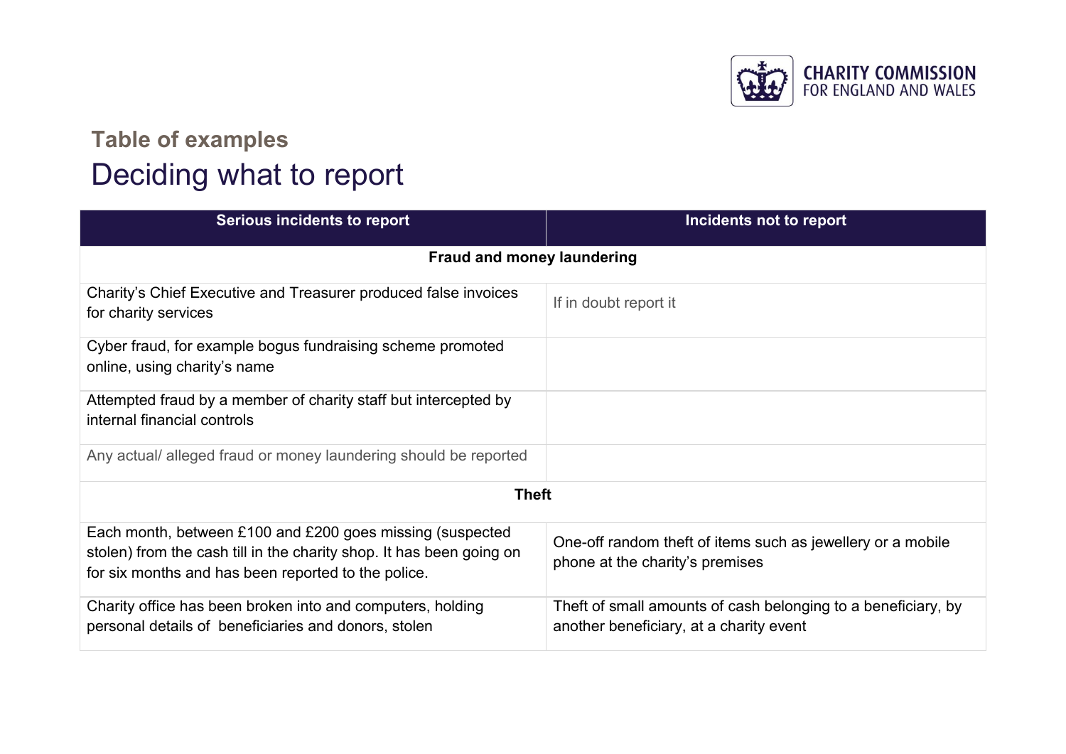## Table of examples

# Deciding what to report

| Serious incidents to report | Incidents not to report |
|---|---|
| **Fraud and money laundering** | |
| Charity's Chief Executive and Treasurer produced false invoices for charity services | If in doubt report it |
| Cyber fraud, for example bogus fundraising scheme promoted online, using charity's name | |
| Attempted fraud by a member of charity staff but intercepted by internal financial controls | |
| Any actual/ alleged fraud or money laundering should be reported | |
| **Theft** | |
| Each month, between £100 and £200 goes missing (suspected stolen) from the cash till in the charity shop. It has been going on for six months and has been reported to the police. | One-off random theft of items such as jewellery or a mobile phone at the charity's premises |
| Charity office has been broken into and computers, holding personal details of beneficiaries and donors, stolen | Theft of small amounts of cash belonging to a beneficiary, by another beneficiary, at a charity event |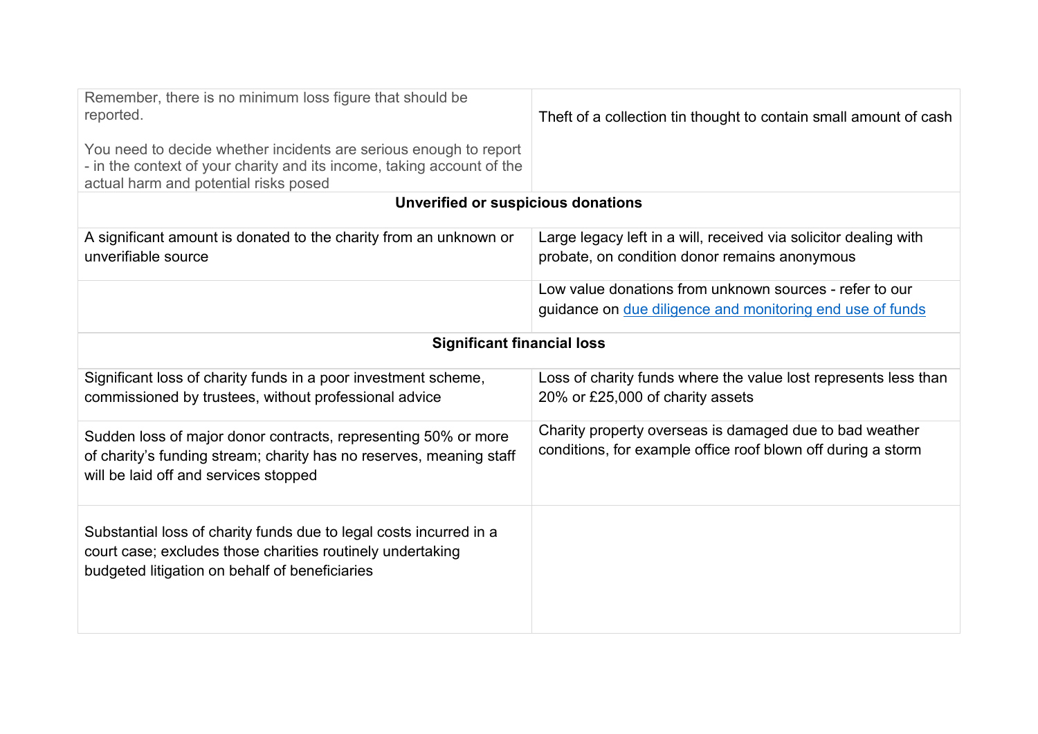| | |
|---|---|
| Remember, there is no minimum loss figure that should be reported.<br><br>You need to decide whether incidents are serious enough to report - in the context of your charity and its income, taking account of the actual harm and potential risks posed | Theft of a collection tin thought to contain small amount of cash |
| **Unverified or suspicious donations** | |
| A significant amount is donated to the charity from an unknown or unverifiable source | Large legacy left in a will, received via solicitor dealing with probate, on condition donor remains anonymous |
| | Low value donations from unknown sources - refer to our guidance on [due diligence and monitoring end use of funds]() |
| **Significant financial loss** | |
| Significant loss of charity funds in a poor investment scheme, commissioned by trustees, without professional advice | Loss of charity funds where the value lost represents less than 20% or £25,000 of charity assets |
| Sudden loss of major donor contracts, representing 50% or more of charity's funding stream; charity has no reserves, meaning staff will be laid off and services stopped | Charity property overseas is damaged due to bad weather conditions, for example office roof blown off during a storm |
| Substantial loss of charity funds due to legal costs incurred in a court case; excludes those charities routinely undertaking budgeted litigation on behalf of beneficiaries | |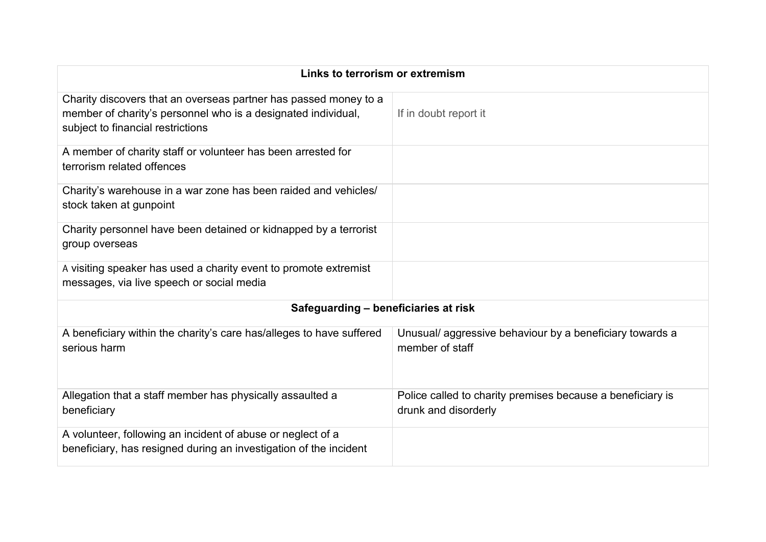| Links to terrorism or extremism | |
| --- | --- |
| Charity discovers that an overseas partner has passed money to a member of charity's personnel who is a designated individual, subject to financial restrictions | If in doubt report it |
| A member of charity staff or volunteer has been arrested for terrorism related offences | |
| Charity's warehouse in a war zone has been raided and vehicles/ stock taken at gunpoint | |
| Charity personnel have been detained or kidnapped by a terrorist group overseas | |
| A visiting speaker has used a charity event to promote extremist messages, via live speech or social media | |
| **Safeguarding – beneficiaries at risk** | |
| A beneficiary within the charity's care has/alleges to have suffered serious harm | Unusual/ aggressive behaviour by a beneficiary towards a member of staff |
| Allegation that a staff member has physically assaulted a beneficiary | Police called to charity premises because a beneficiary is drunk and disorderly |
| A volunteer, following an incident of abuse or neglect of a beneficiary, has resigned during an investigation of the incident | |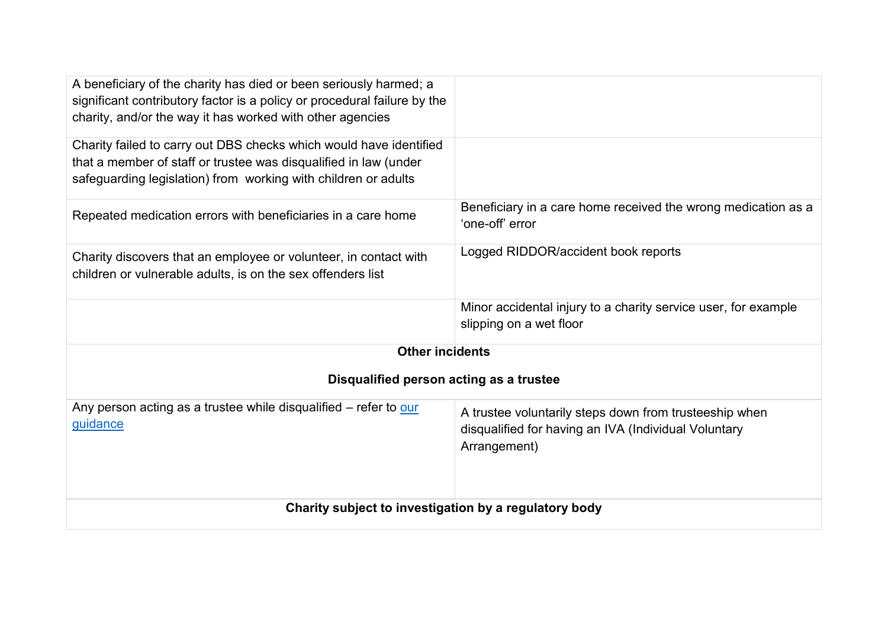| | |
|---|---|
| A beneficiary of the charity has died or been seriously harmed; a significant contributory factor is a policy or procedural failure by the charity, and/or the way it has worked with other agencies | |
| Charity failed to carry out DBS checks which would have identified that a member of staff or trustee was disqualified in law (under safeguarding legislation) from working with children or adults | |
| Repeated medication errors with beneficiaries in a care home | Beneficiary in a care home received the wrong medication as a 'one-off' error |
| Charity discovers that an employee or volunteer, in contact with children or vulnerable adults, is on the sex offenders list | Logged RIDDOR/accident book reports |
| | Minor accidental injury to a charity service user, for example slipping on a wet floor |
| **Other incidents**<br><br>**Disqualified person acting as a trustee** | |
| Any person acting as a trustee while disqualified – refer to [our guidance]() | A trustee voluntarily steps down from trusteeship when disqualified for having an IVA (Individual Voluntary Arrangement) |
| **Charity subject to investigation by a regulatory body** | |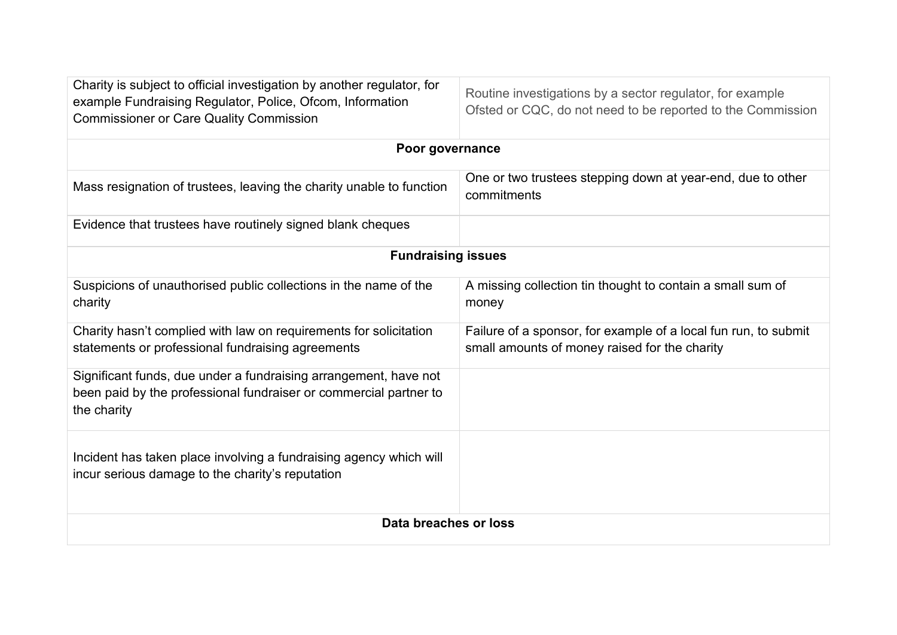| | |
|---|---|
| Charity is subject to official investigation by another regulator, for example Fundraising Regulator, Police, Ofcom, Information Commissioner or Care Quality Commission | Routine investigations by a sector regulator, for example Ofsted or CQC, do not need to be reported to the Commission |
| **Poor governance** | |
| Mass resignation of trustees, leaving the charity unable to function | One or two trustees stepping down at year-end, due to other commitments |
| Evidence that trustees have routinely signed blank cheques | |
| **Fundraising issues** | |
| Suspicions of unauthorised public collections in the name of the charity | A missing collection tin thought to contain a small sum of money |
| Charity hasn't complied with law on requirements for solicitation statements or professional fundraising agreements | Failure of a sponsor, for example of a local fun run, to submit small amounts of money raised for the charity |
| Significant funds, due under a fundraising arrangement, have not been paid by the professional fundraiser or commercial partner to the charity | |
| Incident has taken place involving a fundraising agency which will incur serious damage to the charity's reputation | |
| **Data breaches or loss** | |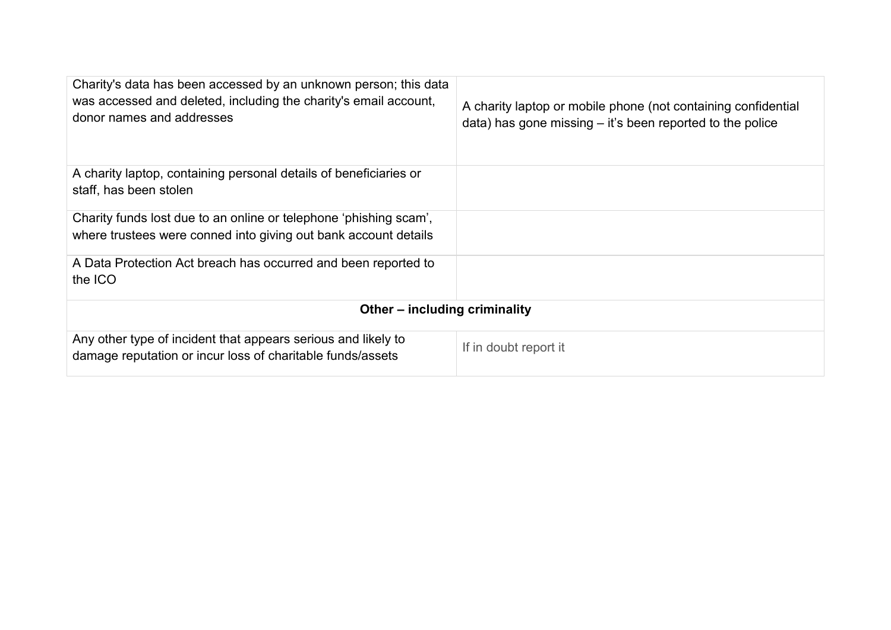| | |
|---|---|
| Charity's data has been accessed by an unknown person; this data was accessed and deleted, including the charity's email account, donor names and addresses | A charity laptop or mobile phone (not containing confidential data) has gone missing – it's been reported to the police |
| A charity laptop, containing personal details of beneficiaries or staff, has been stolen | |
| Charity funds lost due to an online or telephone 'phishing scam', where trustees were conned into giving out bank account details | |
| A Data Protection Act breach has occurred and been reported to the ICO | |
| **Other – including criminality** | |
| Any other type of incident that appears serious and likely to damage reputation or incur loss of charitable funds/assets | If in doubt report it |